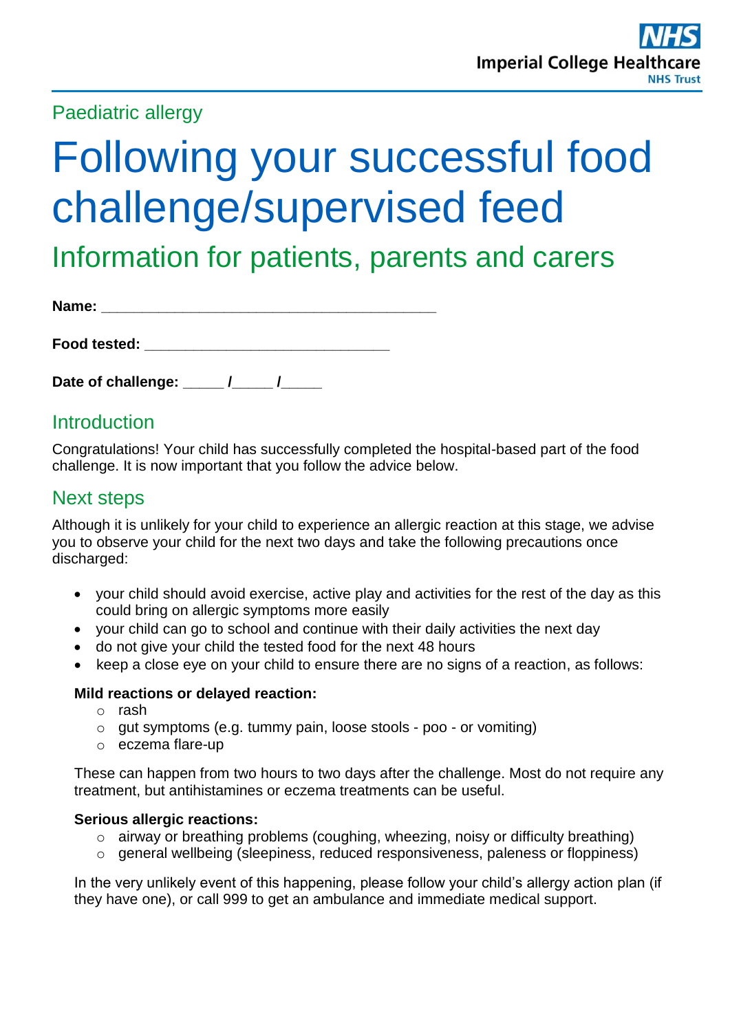Paediatric allergy

# Following your successful food challenge/supervised feed

## Information for patients, parents and carers

**Name:** ________________________________________

**Food tested:** ______________________________

**Date of challenge:** _____ /_____ /_____

## Introduction

Congratulations! Your child has successfully completed the hospital-based part of the food challenge. It is now important that you follow the advice below.

## Next steps

Although it is unlikely for your child to experience an allergic reaction at this stage, we advise you to observe your child for the next two days and take the following precautions once discharged:

- your child should avoid exercise, active play and activities for the rest of the day as this could bring on allergic symptoms more easily
- your child can go to school and continue with their daily activities the next day
- do not give your child the tested food for the next 48 hours
- keep a close eye on your child to ensure there are no signs of a reaction, as follows:

**Mild reactions or delayed reaction:**

- rash
- gut symptoms (e.g. tummy pain, loose stools - poo - or vomiting)
- eczema flare-up

These can happen from two hours to two days after the challenge. Most do not require any treatment, but antihistamines or eczema treatments can be useful.

**Serious allergic reactions:**

- airway or breathing problems (coughing, wheezing, noisy or difficulty breathing)
- general wellbeing (sleepiness, reduced responsiveness, paleness or floppiness)

In the very unlikely event of this happening, please follow your child's allergy action plan (if they have one), or call 999 to get an ambulance and immediate medical support.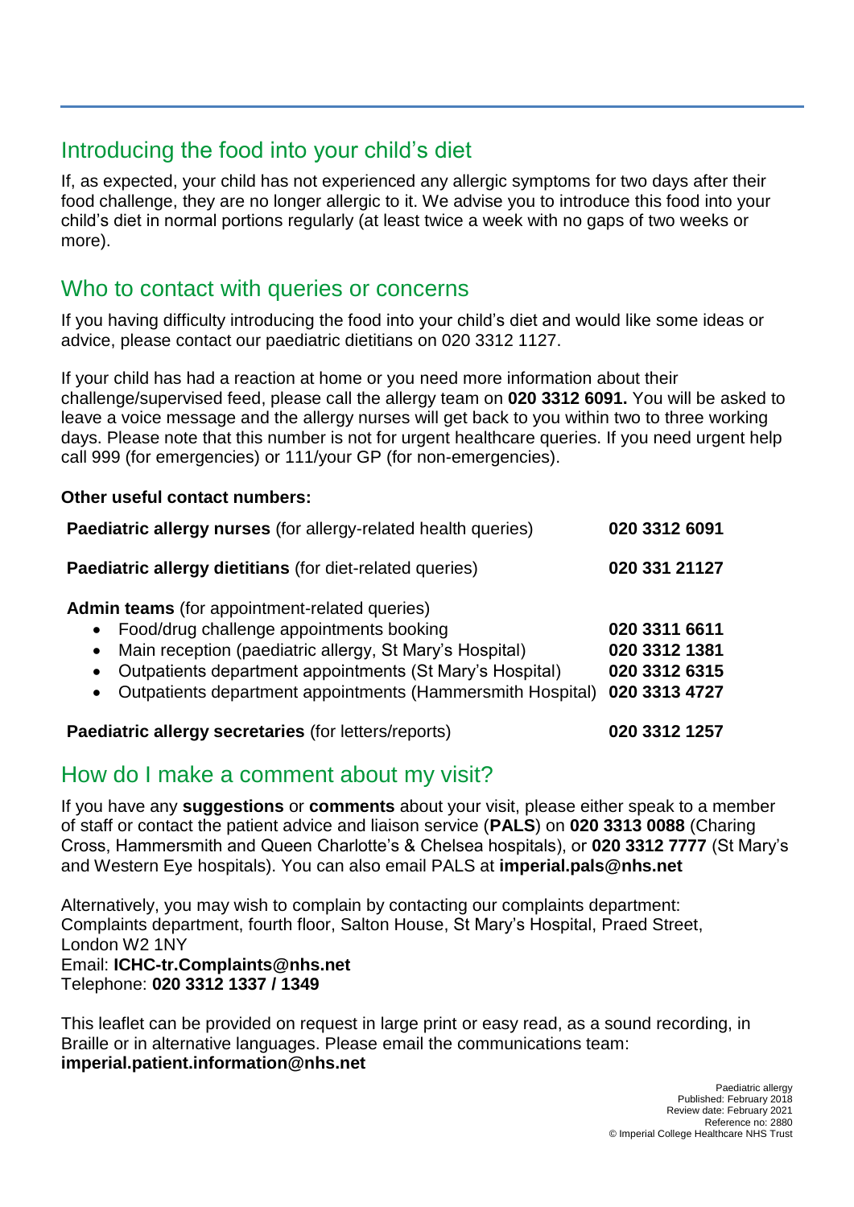## Introducing the food into your child's diet

If, as expected, your child has not experienced any allergic symptoms for two days after their food challenge, they are no longer allergic to it. We advise you to introduce this food into your child's diet in normal portions regularly (at least twice a week with no gaps of two weeks or more).

## Who to contact with queries or concerns

If you having difficulty introducing the food into your child's diet and would like some ideas or advice, please contact our paediatric dietitians on 020 3312 1127.

If your child has had a reaction at home or you need more information about their challenge/supervised feed, please call the allergy team on **020 3312 6091.** You will be asked to leave a voice message and the allergy nurses will get back to you within two to three working days. Please note that this number is not for urgent healthcare queries. If you need urgent help call 999 (for emergencies) or 111/your GP (for non-emergencies).

**Other useful contact numbers:**

| | |
|---|---|
| **Paediatric allergy nurses** (for allergy-related health queries) | **020 3312 6091** |
| **Paediatric allergy dietitians** (for diet-related queries) | **020 331 21127** |
| **Admin teams** (for appointment-related queries) | |
| • Food/drug challenge appointments booking | **020 3311 6611** |
| • Main reception (paediatric allergy, St Mary's Hospital) | **020 3312 1381** |
| • Outpatients department appointments (St Mary's Hospital) | **020 3312 6315** |
| • Outpatients department appointments (Hammersmith Hospital) | **020 3313 4727** |
| **Paediatric allergy secretaries** (for letters/reports) | **020 3312 1257** |

## How do I make a comment about my visit?

If you have any **suggestions** or **comments** about your visit, please either speak to a member of staff or contact the patient advice and liaison service (**PALS**) on **020 3313 0088** (Charing Cross, Hammersmith and Queen Charlotte's & Chelsea hospitals), or **020 3312 7777** (St Mary's and Western Eye hospitals). You can also email PALS at **imperial.pals@nhs.net**

Alternatively, you may wish to complain by contacting our complaints department:
Complaints department, fourth floor, Salton House, St Mary's Hospital, Praed Street, London W2 1NY
Email: **ICHC-tr.Complaints@nhs.net**
Telephone: **020 3312 1337 / 1349**

This leaflet can be provided on request in large print or easy read, as a sound recording, in Braille or in alternative languages. Please email the communications team: **imperial.patient.information@nhs.net**

Paediatric allergy
Published: February 2018
Review date: February 2021
Reference no: 2880
© Imperial College Healthcare NHS Trust